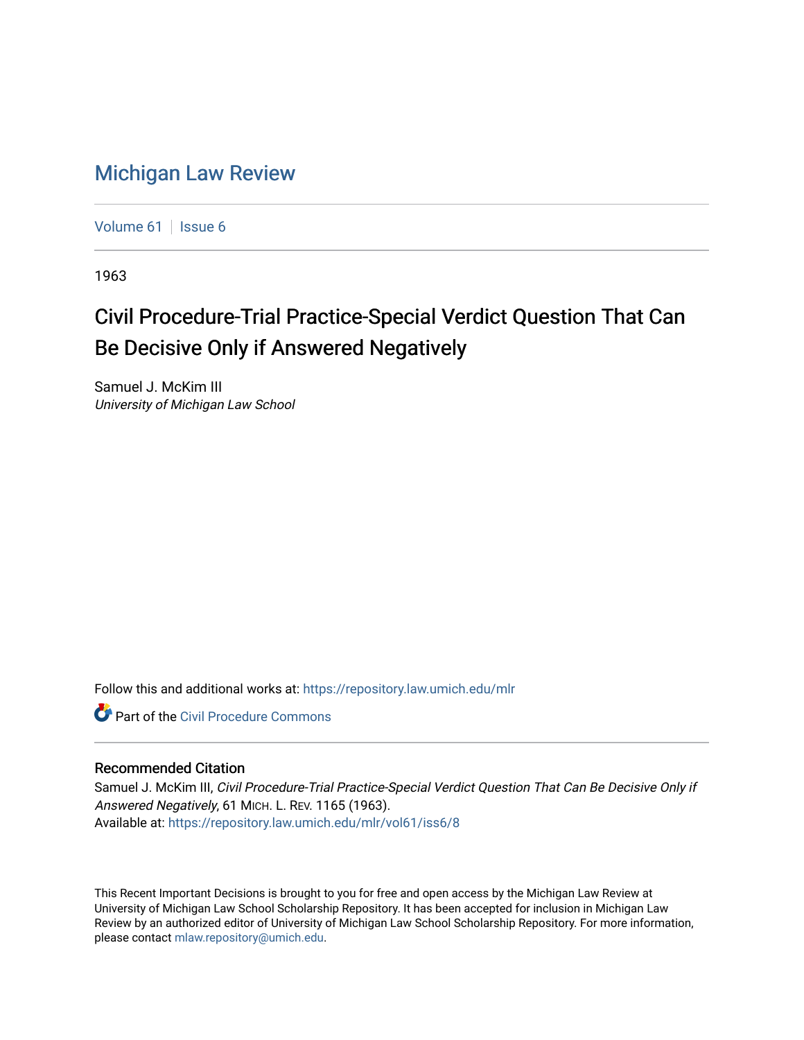# Michigan Law Review

Volume 61 | Issue 6

1963

## Civil Procedure-Trial Practice-Special Verdict Question That Can Be Decisive Only if Answered Negatively

Samuel J. McKim III
*University of Michigan Law School*

Follow this and additional works at: https://repository.law.umich.edu/mlr

Part of the Civil Procedure Commons

### Recommended Citation

Samuel J. McKim III, *Civil Procedure-Trial Practice-Special Verdict Question That Can Be Decisive Only if Answered Negatively*, 61 MICH. L. REV. 1165 (1963).
Available at: https://repository.law.umich.edu/mlr/vol61/iss6/8

This Recent Important Decisions is brought to you for free and open access by the Michigan Law Review at University of Michigan Law School Scholarship Repository. It has been accepted for inclusion in Michigan Law Review by an authorized editor of University of Michigan Law School Scholarship Repository. For more information, please contact mlaw.repository@umich.edu.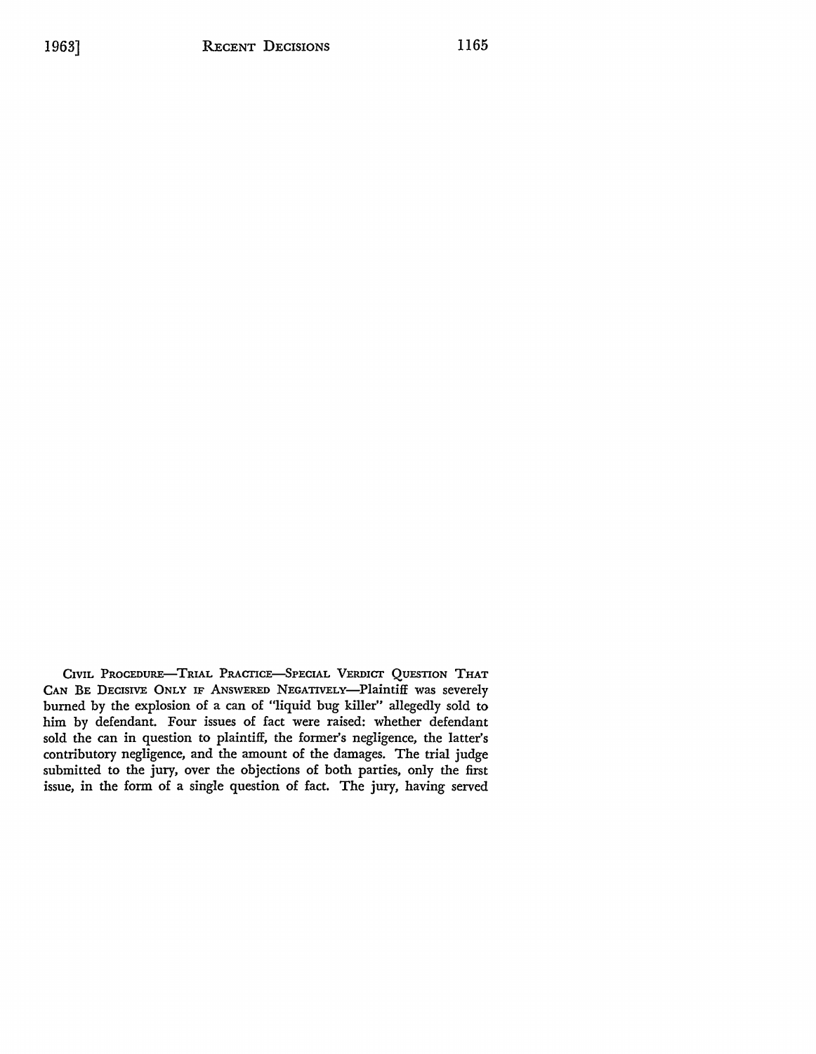CIVIL PROCEDURE—TRIAL PRACTICE—SPECIAL VERDICT QUESTION THAT CAN BE DECISIVE ONLY IF ANSWERED NEGATIVELY—Plaintiff was severely burned by the explosion of a can of "liquid bug killer" allegedly sold to him by defendant. Four issues of fact were raised: whether defendant sold the can in question to plaintiff, the former's negligence, the latter's contributory negligence, and the amount of the damages. The trial judge submitted to the jury, over the objections of both parties, only the first issue, in the form of a single question of fact. The jury, having served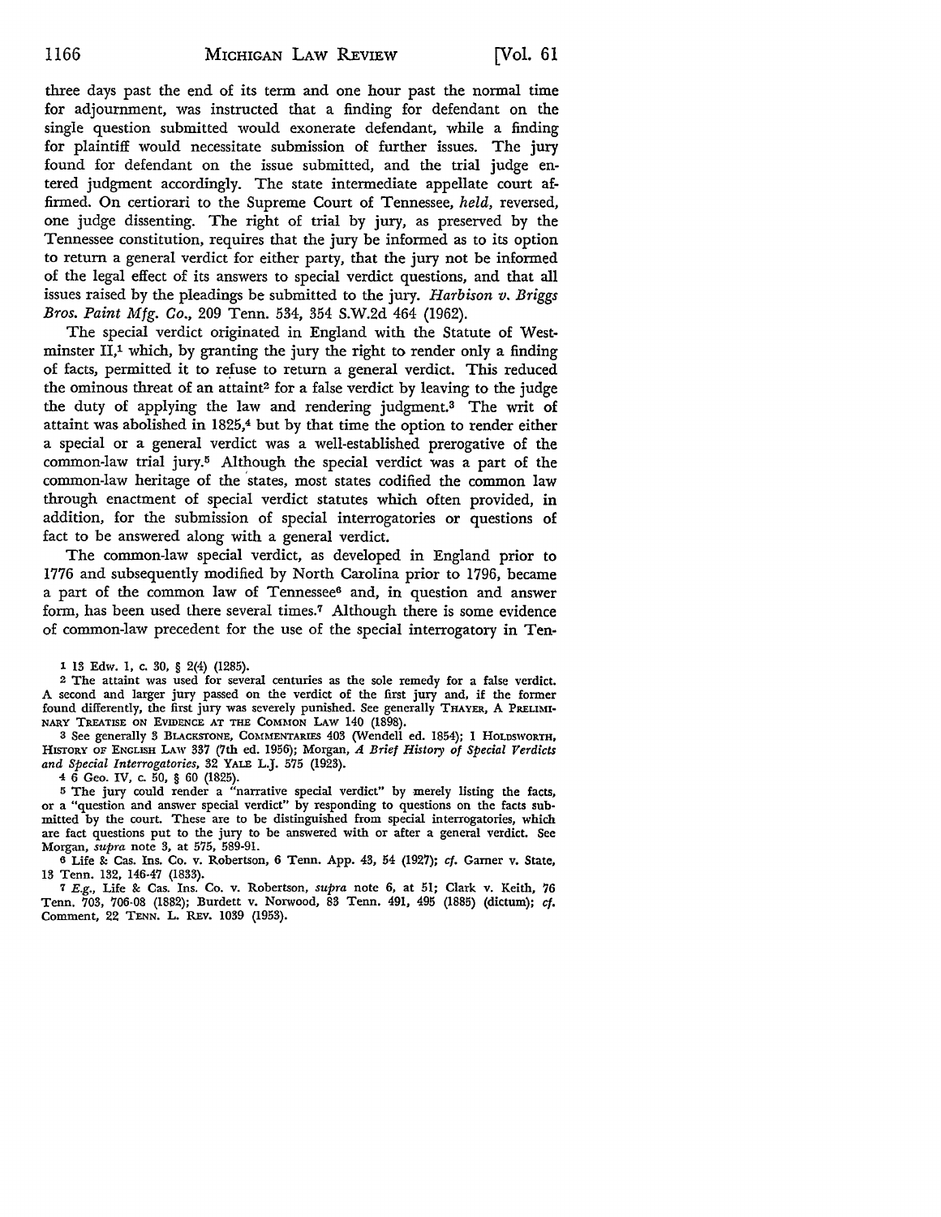three days past the end of its term and one hour past the normal time for adjournment, was instructed that a finding for defendant on the single question submitted would exonerate defendant, while a finding for plaintiff would necessitate submission of further issues. The jury found for defendant on the issue submitted, and the trial judge entered judgment accordingly. The state intermediate appellate court affirmed. On certiorari to the Supreme Court of Tennessee, *held,* reversed, one judge dissenting. The right of trial by jury, as preserved by the Tennessee constitution, requires that the jury be informed as to its option to return a general verdict for either party, that the jury not be informed of the legal effect of its answers to special verdict questions, and that all issues raised by the pleadings be submitted to the jury. *Harbison v. Briggs Bros. Paint Mfg. Co.,* 209 Tenn. 534, 354 S.W.2d 464 (1962).

The special verdict originated in England with the Statute of Westminster II,[1] which, by granting the jury the right to render only a finding of facts, permitted it to refuse to return a general verdict. This reduced the ominous threat of an attaint[2] for a false verdict by leaving to the judge the duty of applying the law and rendering judgment.[3] The writ of attaint was abolished in 1825,[4] but by that time the option to render either a special or a general verdict was a well-established prerogative of the common-law trial jury.[5] Although the special verdict was a part of the common-law heritage of the states, most states codified the common law through enactment of special verdict statutes which often provided, in addition, for the submission of special interrogatories or questions of fact to be answered along with a general verdict.

The common-law special verdict, as developed in England prior to 1776 and subsequently modified by North Carolina prior to 1796, became a part of the common law of Tennessee[6] and, in question and answer form, has been used there several times.[7] Although there is some evidence of common-law precedent for the use of the special interrogatory in Ten-

---

1 13 Edw. 1, c. 30, § 2(4) (1285).

2 The attaint was used for several centuries as the sole remedy for a false verdict. A second and larger jury passed on the verdict of the first jury and, if the former found differently, the first jury was severely punished. See generally THAYER, A PRELIMINARY TREATISE ON EVIDENCE AT THE COMMON LAW 140 (1898).

3 See generally 3 BLACKSTONE, COMMENTARIES 403 (Wendell ed. 1854); 1 HOLDSWORTH, HISTORY OF ENGLISH LAW 337 (7th ed. 1956); Morgan, *A Brief History of Special Verdicts and Special Interrogatories,* 32 YALE L.J. 575 (1923).

4 6 Geo. IV, c. 50, § 60 (1825).

5 The jury could render a "narrative special verdict" by merely listing the facts, or a "question and answer special verdict" by responding to questions on the facts submitted by the court. These are to be distinguished from special interrogatories, which are fact questions put to the jury to be answered with or after a general verdict. See Morgan, *supra* note 3, at 575, 589-91.

6 Life & Cas. Ins. Co. v. Robertson, 6 Tenn. App. 43, 54 (1927); *cf.* Garner v. State, 13 Tenn. 132, 146-47 (1833).

7 *E.g.,* Life & Cas. Ins. Co. v. Robertson, *supra* note 6, at 51; Clark v. Keith, 76 Tenn. 703, 706-08 (1882); Burdett v. Norwood, 83 Tenn. 491, 495 (1885) (dictum); *cf.* Comment, 22 TENN. L. REV. 1039 (1953).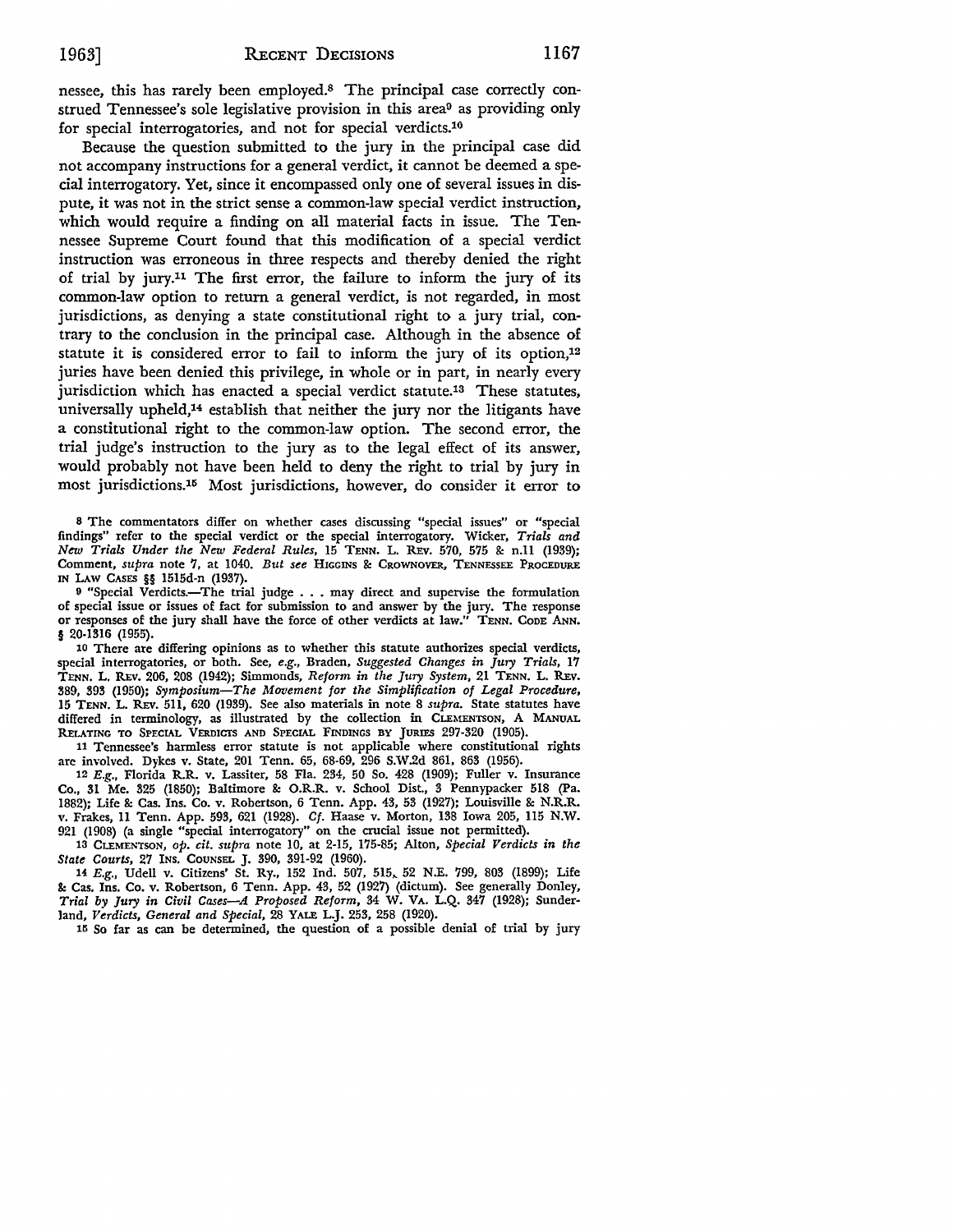nessee, this has rarely been employed.[8] The principal case correctly construed Tennessee's sole legislative provision in this area[9] as providing only for special interrogatories, and not for special verdicts.[10]

Because the question submitted to the jury in the principal case did not accompany instructions for a general verdict, it cannot be deemed a special interrogatory. Yet, since it encompassed only one of several issues in dispute, it was not in the strict sense a common-law special verdict instruction, which would require a finding on all material facts in issue. The Tennessee Supreme Court found that this modification of a special verdict instruction was erroneous in three respects and thereby denied the right of trial by jury.[11] The first error, the failure to inform the jury of its common-law option to return a general verdict, is not regarded, in most jurisdictions, as denying a state constitutional right to a jury trial, contrary to the conclusion in the principal case. Although in the absence of statute it is considered error to fail to inform the jury of its option,[12] juries have been denied this privilege, in whole or in part, in nearly every jurisdiction which has enacted a special verdict statute.[13] These statutes, universally upheld,[14] establish that neither the jury nor the litigants have a constitutional right to the common-law option. The second error, the trial judge's instruction to the jury as to the legal effect of its answer, would probably not have been held to deny the right to trial by jury in most jurisdictions.[15] Most jurisdictions, however, do consider it error to

[8] The commentators differ on whether cases discussing "special issues" or "special findings" refer to the special verdict or the special interrogatory. Wicker, *Trials and New Trials Under the New Federal Rules*, 15 TENN. L. REV. 570, 575 & n.11 (1939); Comment, *supra* note 7, at 1040. *But see* HIGGINS & CROWNOVER, TENNESSEE PROCEDURE IN LAW CASES §§ 1515d-n (1937).

[9] "Special Verdicts.—The trial judge . . . may direct and supervise the formulation of special issue or issues of fact for submission to and answer by the jury. The response or responses of the jury shall have the force of other verdicts at law." TENN. CODE ANN. § 20-1316 (1955).

[10] There are differing opinions as to whether this statute authorizes special verdicts, special interrogatories, or both. See, *e.g.*, Braden, *Suggested Changes in Jury Trials*, 17 TENN. L. REV. 206, 208 (1942); Simmonds, *Reform in the Jury System*, 21 TENN. L. REV. 389, 393 (1950); *Symposium—The Movement for the Simplification of Legal Procedure*, 15 TENN. L. REV. 511, 620 (1939). See also materials in note 8 *supra*. State statutes have differed in terminology, as illustrated by the collection in CLEMENTSON, A MANUAL RELATING TO SPECIAL VERDICTS AND SPECIAL FINDINGS BY JURIES 297-320 (1905).

[11] Tennessee's harmless error statute is not applicable where constitutional rights are involved. Dykes v. State, 201 Tenn. 65, 68-69, 296 S.W.2d 861, 863 (1956).

[12] *E.g.*, Florida R.R. v. Lassiter, 58 Fla. 234, 50 So. 428 (1909); Fuller v. Insurance Co., 31 Me. 325 (1850); Baltimore & O.R.R. v. School Dist., 3 Pennypacker 518 (Pa. 1882); Life & Cas. Ins. Co. v. Robertson, 6 Tenn. App. 43, 53 (1927); Louisville & N.R.R. v. Frakes, 11 Tenn. App. 593, 621 (1928). *Cf.* Haase v. Morton, 138 Iowa 205, 115 N.W. 921 (1908) (a single "special interrogatory" on the crucial issue not permitted).

[13] CLEMENTSON, *op. cit. supra* note 10, at 2-15, 175-85; Alton, *Special Verdicts in the State Courts*, 27 INS. COUNSEL J. 390, 391-92 (1960).

[14] *E.g.*, Udell v. Citizens' St. Ry., 152 Ind. 507, 515, 52 N.E. 799, 803 (1899); Life & Cas. Ins. Co. v. Robertson, 6 Tenn. App. 43, 52 (1927) (dictum). See generally Donley, *Trial by Jury in Civil Cases—A Proposed Reform*, 34 W. VA. L.Q. 347 (1928); Sunderland, *Verdicts, General and Special*, 28 YALE L.J. 253, 258 (1920).

[15] So far as can be determined, the question of a possible denial of trial by jury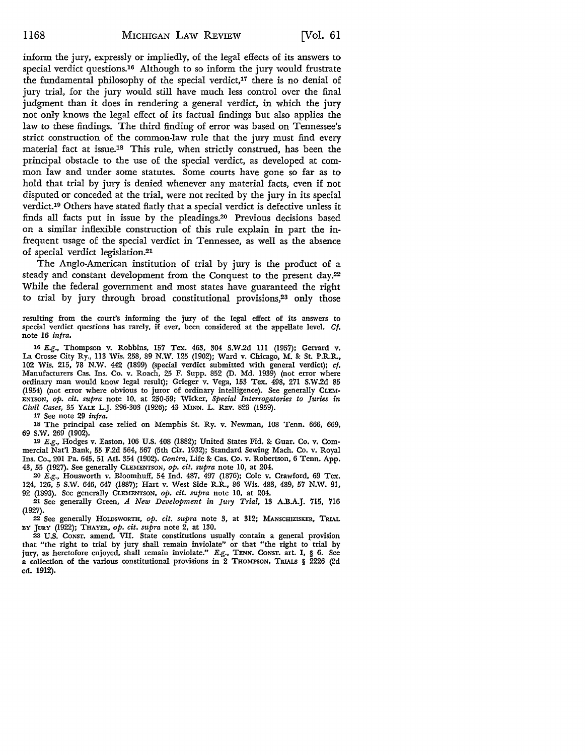inform the jury, expressly or impliedly, of the legal effects of its answers to special verdict questions.[16] Although to so inform the jury would frustrate the fundamental philosophy of the special verdict,[17] there is no denial of jury trial, for the jury would still have much less control over the final judgment than it does in rendering a general verdict, in which the jury not only knows the legal effect of its factual findings but also applies the law to these findings. The third finding of error was based on Tennessee's strict construction of the common-law rule that the jury must find every material fact at issue.[18] This rule, when strictly construed, has been the principal obstacle to the use of the special verdict, as developed at common law and under some statutes. Some courts have gone so far as to hold that trial by jury is denied whenever any material facts, even if not disputed or conceded at the trial, were not recited by the jury in its special verdict.[19] Others have stated flatly that a special verdict is defective unless it finds all facts put in issue by the pleadings.[20] Previous decisions based on a similar inflexible construction of this rule explain in part the infrequent usage of the special verdict in Tennessee, as well as the absence of special verdict legislation.[21]

The Anglo-American institution of trial by jury is the product of a steady and constant development from the Conquest to the present day.[22] While the federal government and most states have guaranteed the right to trial by jury through broad constitutional provisions,[23] only those

---

resulting from the court's informing the jury of the legal effect of its answers to special verdict questions has rarely, if ever, been considered at the appellate level. *Cf.* note 16 *infra.*

[16] *E.g.,* Thompson v. Robbins, 157 Tex. 463, 304 S.W.2d 111 (1957); Gerrard v. La Crosse City Ry., 113 Wis. 258, 89 N.W. 125 (1902); Ward v. Chicago, M. & St. P.R.R., 102 Wis. 215, 78 N.W. 442 (1899) (special verdict submitted with general verdict); *cf.* Manufacturers Cas. Ins. Co. v. Roach, 25 F. Supp. 852 (D. Md. 1939) (not error where ordinary man would know legal result); Grieger v. Vega, 153 Tex. 498, 271 S.W.2d 85 (1954) (not error where obvious to juror of ordinary intelligence). See generally CLEMENTSON, *op. cit. supra* note 10, at 250-59; Wicker, *Special Interrogatories to Juries in Civil Cases,* 35 YALE L.J. 296-303 (1926); 43 MINN. L. REV. 823 (1959).

[17] See note 29 *infra.*

[18] The principal case relied on Memphis St. Ry. v. Newman, 108 Tenn. 666, 669, 69 S.W. 269 (1902).

[19] *E.g.,* Hodges v. Easton, 106 U.S. 408 (1882); United States Fid. & Guar. Co. v. Commercial Nat'l Bank, 55 F.2d 564, 567 (5th Cir. 1932); Standard Sewing Mach. Co. v. Royal Ins. Co., 201 Pa. 645, 51 Atl. 354 (1902). *Contra,* Life & Cas. Co. v. Robertson, 6 Tenn. App. 43, 55 (1927). See generally CLEMENTSON, *op. cit. supra* note 10, at 204.

[20] *E.g.,* Housworth v. Bloomhuff, 54 Ind. 487, 497 (1876); Cole v. Crawford, 69 Tex. 124, 126, 5 S.W. 646, 647 (1887); Hart v. West Side R.R., 86 Wis. 483, 489, 57 N.W. 91, 92 (1893). See generally CLEMENTSON, *op. cit. supra* note 10, at 204.

[21] See generally Green, *A New Development in Jury Trial,* 13 A.B.A.J. 715, 716 (1927).

[22] See generally HOLDSWORTH, *op. cit. supra* note 3, at 312; MANSCHIZISKER, TRIAL BY JURY (1922); THAYER, *op. cit. supra* note 2, at 130.

[23] U.S. CONST. amend. VII. State constitutions usually contain a general provision that "the right to trial by jury shall remain inviolate" or that "the right to trial by jury, as heretofore enjoyed, shall remain inviolate." *E.g.,* TENN. CONST. art. I, § 6. See a collection of the various constitutional provisions in 2 THOMPSON, TRIALS § 2226 (2d ed. 1912).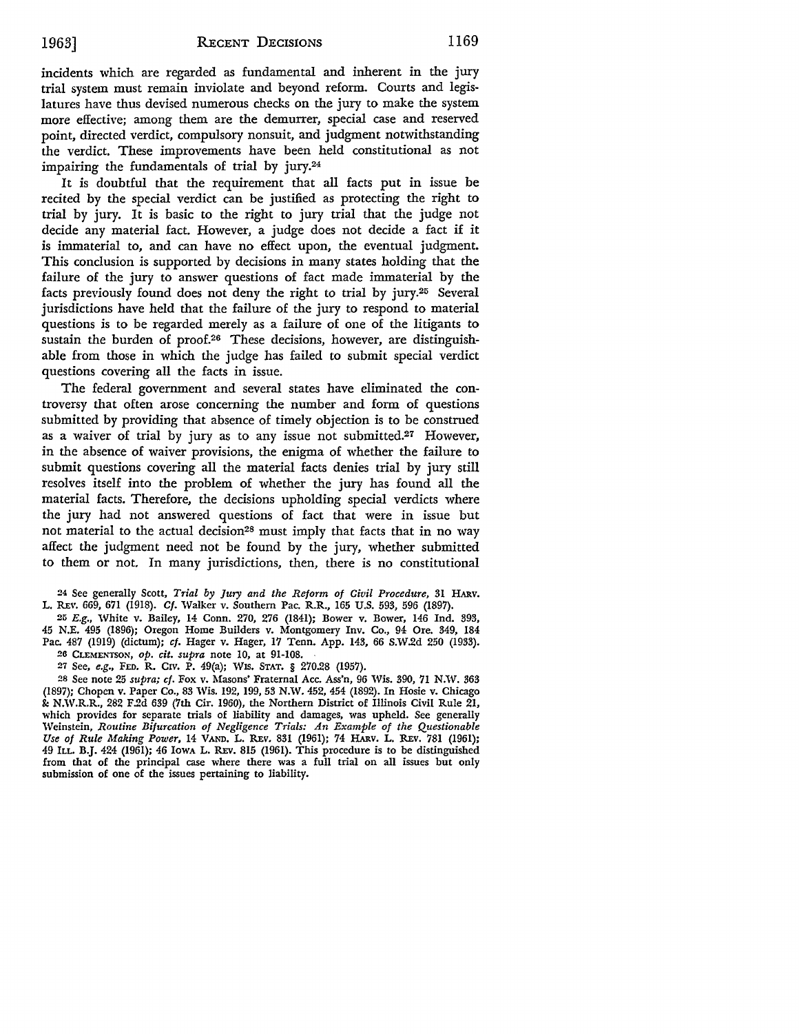incidents which are regarded as fundamental and inherent in the jury trial system must remain inviolate and beyond reform. Courts and legislatures have thus devised numerous checks on the jury to make the system more effective; among them are the demurrer, special case and reserved point, directed verdict, compulsory nonsuit, and judgment notwithstanding the verdict. These improvements have been held constitutional as not impairing the fundamentals of trial by jury.[24]

It is doubtful that the requirement that all facts put in issue be recited by the special verdict can be justified as protecting the right to trial by jury. It is basic to the right to jury trial that the judge not decide any material fact. However, a judge does not decide a fact if it is immaterial to, and can have no effect upon, the eventual judgment. This conclusion is supported by decisions in many states holding that the failure of the jury to answer questions of fact made immaterial by the facts previously found does not deny the right to trial by jury.[25] Several jurisdictions have held that the failure of the jury to respond to material questions is to be regarded merely as a failure of one of the litigants to sustain the burden of proof.[26] These decisions, however, are distinguishable from those in which the judge has failed to submit special verdict questions covering all the facts in issue.

The federal government and several states have eliminated the controversy that often arose concerning the number and form of questions submitted by providing that absence of timely objection is to be construed as a waiver of trial by jury as to any issue not submitted.[27] However, in the absence of waiver provisions, the enigma of whether the failure to submit questions covering all the material facts denies trial by jury still resolves itself into the problem of whether the jury has found all the material facts. Therefore, the decisions upholding special verdicts where the jury had not answered questions of fact that were in issue but not material to the actual decision[28] must imply that facts that in no way affect the judgment need not be found by the jury, whether submitted to them or not. In many jurisdictions, then, there is no constitutional

[24] See generally Scott, *Trial by Jury and the Reform of Civil Procedure*, 31 HARV. L. REV. 669, 671 (1918). *Cf.* Walker v. Southern Pac. R.R., 165 U.S. 593, 596 (1897).

[25] *E.g.*, White v. Bailey, 14 Conn. 270, 276 (1841); Bower v. Bower, 146 Ind. 393, 45 N.E. 495 (1896); Oregon Home Builders v. Montgomery Inv. Co., 94 Ore. 349, 184 Pac. 487 (1919) (dictum); *cf.* Hager v. Hager, 17 Tenn. App. 143, 66 S.W.2d 250 (1933).

[26] CLEMENTSON, *op. cit. supra* note 10, at 91-108.

[27] See, *e.g.*, FED. R. CIV. P. 49(a); WIS. STAT. § 270.28 (1957).

[28] See note 25 *supra*; *cf.* Fox v. Masons' Fraternal Acc. Ass'n, 96 Wis. 390, 71 N.W. 363 (1897); Chopen v. Paper Co., 83 Wis. 192, 199, 53 N.W. 452, 454 (1892). In Hosie v. Chicago & N.W.R.R., 282 F.2d 639 (7th Cir. 1960), the Northern District of Illinois Civil Rule 21, which provides for separate trials of liability and damages, was upheld. See generally Weinstein, *Routine Bifurcation of Negligence Trials: An Example of the Questionable Use of Rule Making Power*, 14 VAND. L. REV. 831 (1961); 74 HARV. L. REV. 781 (1961); 49 ILL. B.J. 424 (1961); 46 IOWA L. REV. 815 (1961). This procedure is to be distinguished from that of the principal case where there was a full trial on all issues but only submission of one of the issues pertaining to liability.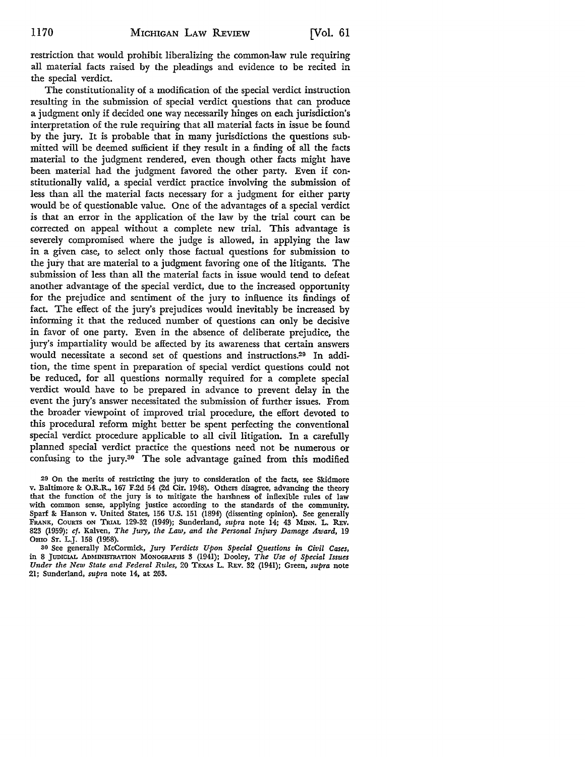restriction that would prohibit liberalizing the common-law rule requiring all material facts raised by the pleadings and evidence to be recited in the special verdict.

The constitutionality of a modification of the special verdict instruction resulting in the submission of special verdict questions that can produce a judgment only if decided one way necessarily hinges on each jurisdiction's interpretation of the rule requiring that all material facts in issue be found by the jury. It is probable that in many jurisdictions the questions submitted will be deemed sufficient if they result in a finding of all the facts material to the judgment rendered, even though other facts might have been material had the judgment favored the other party. Even if constitutionally valid, a special verdict practice involving the submission of less than all the material facts necessary for a judgment for either party would be of questionable value. One of the advantages of a special verdict is that an error in the application of the law by the trial court can be corrected on appeal without a complete new trial. This advantage is severely compromised where the judge is allowed, in applying the law in a given case, to select only those factual questions for submission to the jury that are material to a judgment favoring one of the litigants. The submission of less than all the material facts in issue would tend to defeat another advantage of the special verdict, due to the increased opportunity for the prejudice and sentiment of the jury to influence its findings of fact. The effect of the jury's prejudices would inevitably be increased by informing it that the reduced number of questions can only be decisive in favor of one party. Even in the absence of deliberate prejudice, the jury's impartiality would be affected by its awareness that certain answers would necessitate a second set of questions and instructions.[29] In addition, the time spent in preparation of special verdict questions could not be reduced, for all questions normally required for a complete special verdict would have to be prepared in advance to prevent delay in the event the jury's answer necessitated the submission of further issues. From the broader viewpoint of improved trial procedure, the effort devoted to this procedural reform might better be spent perfecting the conventional special verdict procedure applicable to all civil litigation. In a carefully planned special verdict practice the questions need not be numerous or confusing to the jury.[30] The sole advantage gained from this modified

---

[29] On the merits of restricting the jury to consideration of the facts, see Skidmore v. Baltimore & O.R.R., 167 F.2d 54 (2d Cir. 1948). Others disagree, advancing the theory that the function of the jury is to mitigate the harshness of inflexible rules of law with common sense, applying justice according to the standards of the community. Sparf & Hanson v. United States, 156 U.S. 151 (1894) (dissenting opinion). See generally FRANK, COURTS ON TRIAL 129-32 (1949); Sunderland, *supra* note 14; 43 MINN. L. REV. 823 (1959); *cf.* Kalven, *The Jury, the Law, and the Personal Injury Damage Award*, 19 OHIO ST. L.J. 158 (1958).

[30] See generally McCormick, *Jury Verdicts Upon Special Questions in Civil Cases*, in 8 JUDICIAL ADMINISTRATION MONOGRAPHS 3 (1941); Dooley, *The Use of Special Issues Under the New State and Federal Rules*, 20 TEXAS L. REV. 32 (1941); Green, *supra* note 21; Sunderland, *supra* note 14, at 263.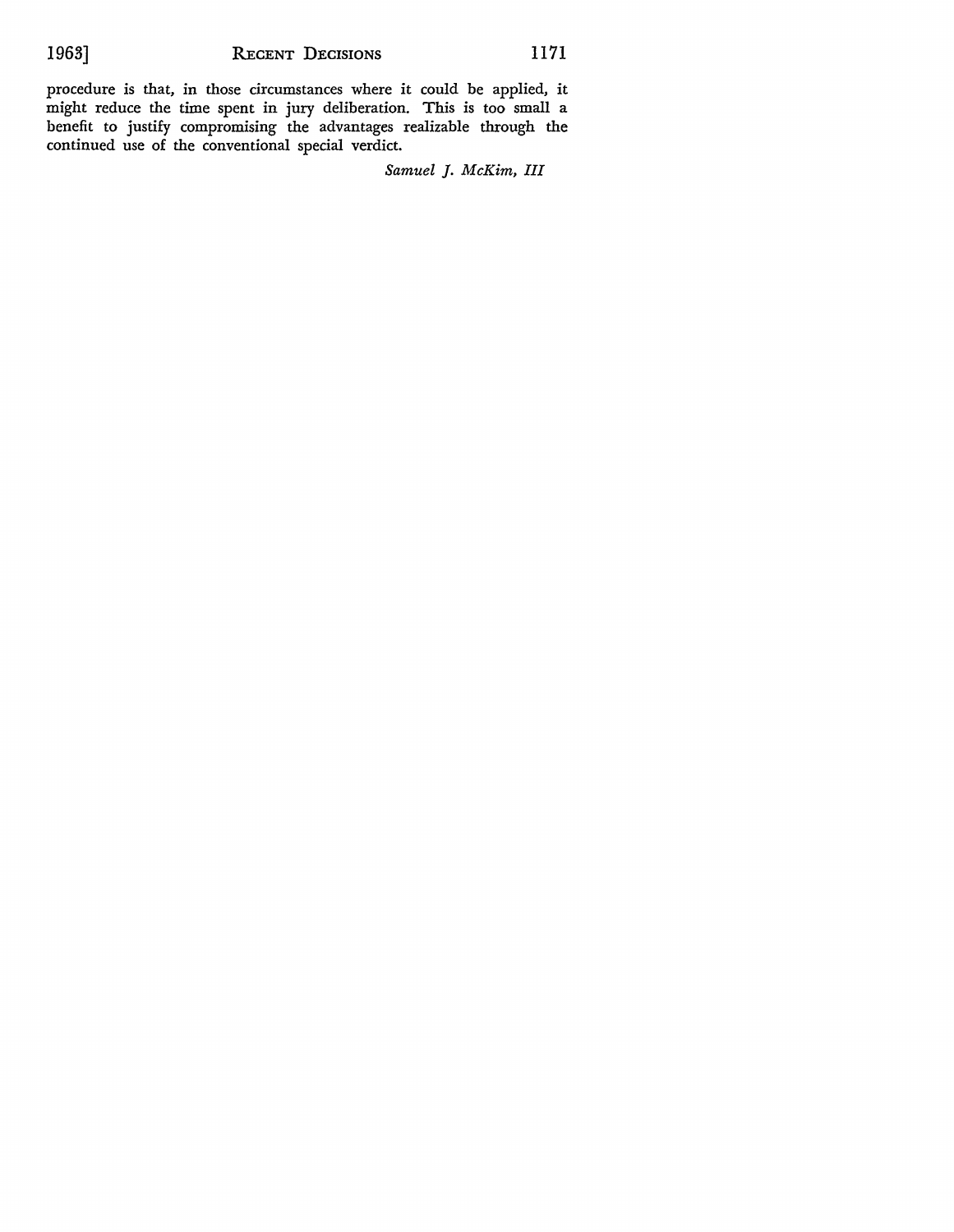procedure is that, in those circumstances where it could be applied, it might reduce the time spent in jury deliberation. This is too small a benefit to justify compromising the advantages realizable through the continued use of the conventional special verdict.

*Samuel J. McKim, III*